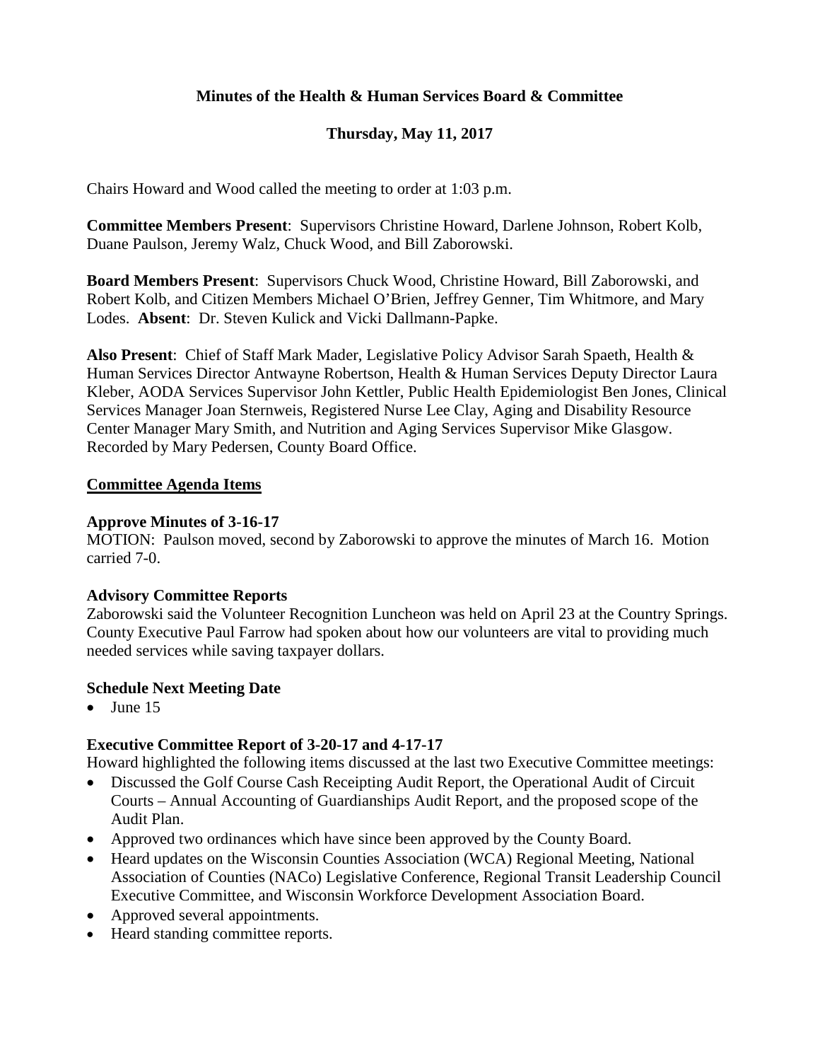**Minutes of the Health & Human Services Board & Committee**

**Thursday, May 11, 2017**

Chairs Howard and Wood called the meeting to order at 1:03 p.m.

**Committee Members Present**: Supervisors Christine Howard, Darlene Johnson, Robert Kolb, Duane Paulson, Jeremy Walz, Chuck Wood, and Bill Zaborowski.

**Board Members Present**: Supervisors Chuck Wood, Christine Howard, Bill Zaborowski, and Robert Kolb, and Citizen Members Michael O'Brien, Jeffrey Genner, Tim Whitmore, and Mary Lodes. **Absent**: Dr. Steven Kulick and Vicki Dallmann-Papke.

**Also Present**: Chief of Staff Mark Mader, Legislative Policy Advisor Sarah Spaeth, Health & Human Services Director Antwayne Robertson, Health & Human Services Deputy Director Laura Kleber, AODA Services Supervisor John Kettler, Public Health Epidemiologist Ben Jones, Clinical Services Manager Joan Sternweis, Registered Nurse Lee Clay, Aging and Disability Resource Center Manager Mary Smith, and Nutrition and Aging Services Supervisor Mike Glasgow. Recorded by Mary Pedersen, County Board Office.

**Committee Agenda Items**

**Approve Minutes of 3-16-17**

MOTION: Paulson moved, second by Zaborowski to approve the minutes of March 16. Motion carried 7-0.

**Advisory Committee Reports**

Zaborowski said the Volunteer Recognition Luncheon was held on April 23 at the Country Springs. County Executive Paul Farrow had spoken about how our volunteers are vital to providing much needed services while saving taxpayer dollars.

**Schedule Next Meeting Date**

- June 15

**Executive Committee Report of 3-20-17 and 4-17-17**

Howard highlighted the following items discussed at the last two Executive Committee meetings:

- Discussed the Golf Course Cash Receipting Audit Report, the Operational Audit of Circuit Courts – Annual Accounting of Guardianships Audit Report, and the proposed scope of the Audit Plan.
- Approved two ordinances which have since been approved by the County Board.
- Heard updates on the Wisconsin Counties Association (WCA) Regional Meeting, National Association of Counties (NACo) Legislative Conference, Regional Transit Leadership Council Executive Committee, and Wisconsin Workforce Development Association Board.
- Approved several appointments.
- Heard standing committee reports.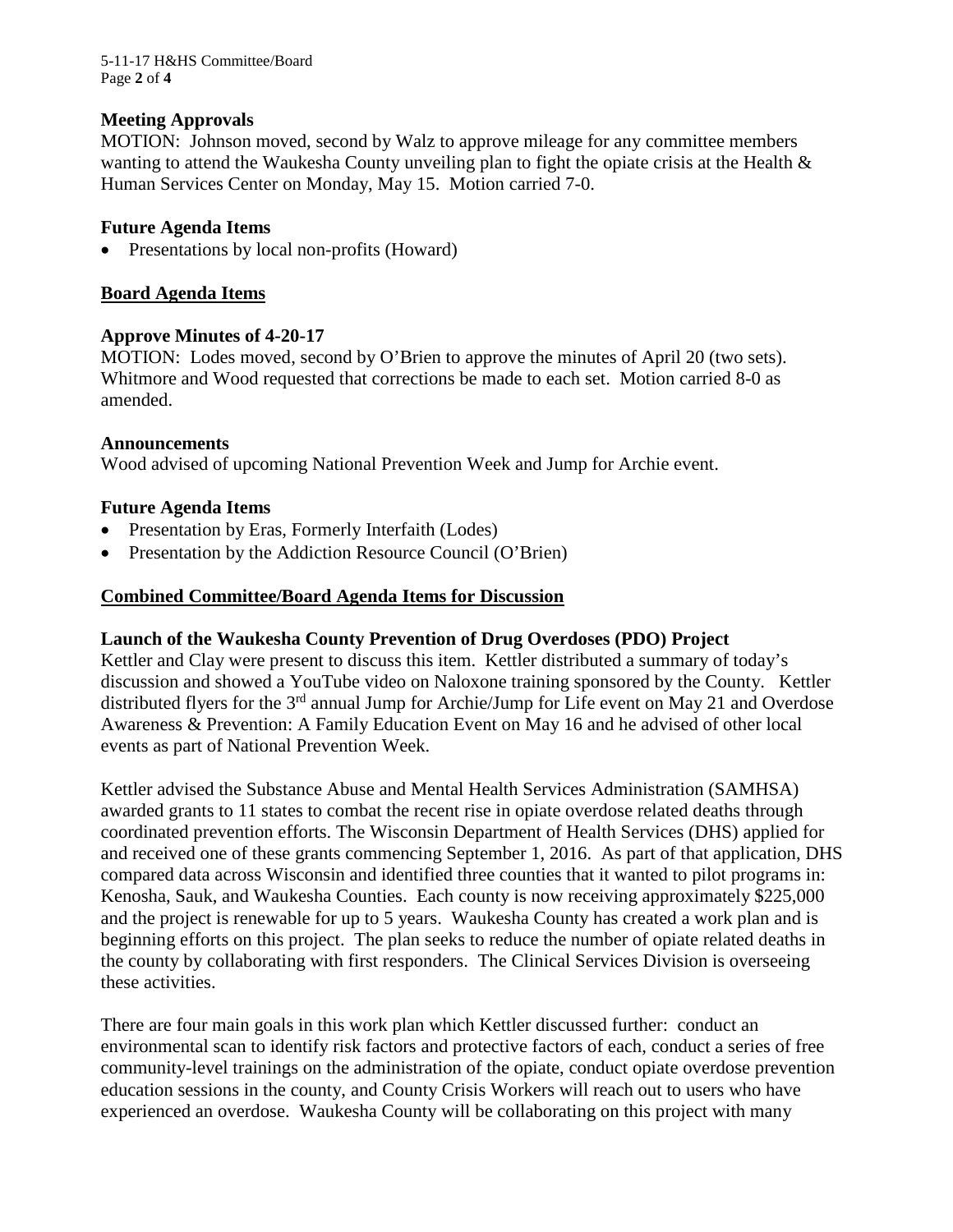**Meeting Approvals**

MOTION: Johnson moved, second by Walz to approve mileage for any committee members wanting to attend the Waukesha County unveiling plan to fight the opiate crisis at the Health & Human Services Center on Monday, May 15. Motion carried 7-0.

**Future Agenda Items**

- Presentations by local non-profits (Howard)

**Board Agenda Items**

**Approve Minutes of 4-20-17**

MOTION: Lodes moved, second by O'Brien to approve the minutes of April 20 (two sets). Whitmore and Wood requested that corrections be made to each set. Motion carried 8-0 as amended.

**Announcements**

Wood advised of upcoming National Prevention Week and Jump for Archie event.

**Future Agenda Items**

- Presentation by Eras, Formerly Interfaith (Lodes)
- Presentation by the Addiction Resource Council (O'Brien)

**Combined Committee/Board Agenda Items for Discussion**

**Launch of the Waukesha County Prevention of Drug Overdoses (PDO) Project**

Kettler and Clay were present to discuss this item. Kettler distributed a summary of today's discussion and showed a YouTube video on Naloxone training sponsored by the County. Kettler distributed flyers for the 3rd annual Jump for Archie/Jump for Life event on May 21 and Overdose Awareness & Prevention: A Family Education Event on May 16 and he advised of other local events as part of National Prevention Week.

Kettler advised the Substance Abuse and Mental Health Services Administration (SAMHSA) awarded grants to 11 states to combat the recent rise in opiate overdose related deaths through coordinated prevention efforts. The Wisconsin Department of Health Services (DHS) applied for and received one of these grants commencing September 1, 2016. As part of that application, DHS compared data across Wisconsin and identified three counties that it wanted to pilot programs in: Kenosha, Sauk, and Waukesha Counties. Each county is now receiving approximately $225,000 and the project is renewable for up to 5 years. Waukesha County has created a work plan and is beginning efforts on this project. The plan seeks to reduce the number of opiate related deaths in the county by collaborating with first responders. The Clinical Services Division is overseeing these activities.

There are four main goals in this work plan which Kettler discussed further: conduct an environmental scan to identify risk factors and protective factors of each, conduct a series of free community-level trainings on the administration of the opiate, conduct opiate overdose prevention education sessions in the county, and County Crisis Workers will reach out to users who have experienced an overdose. Waukesha County will be collaborating on this project with many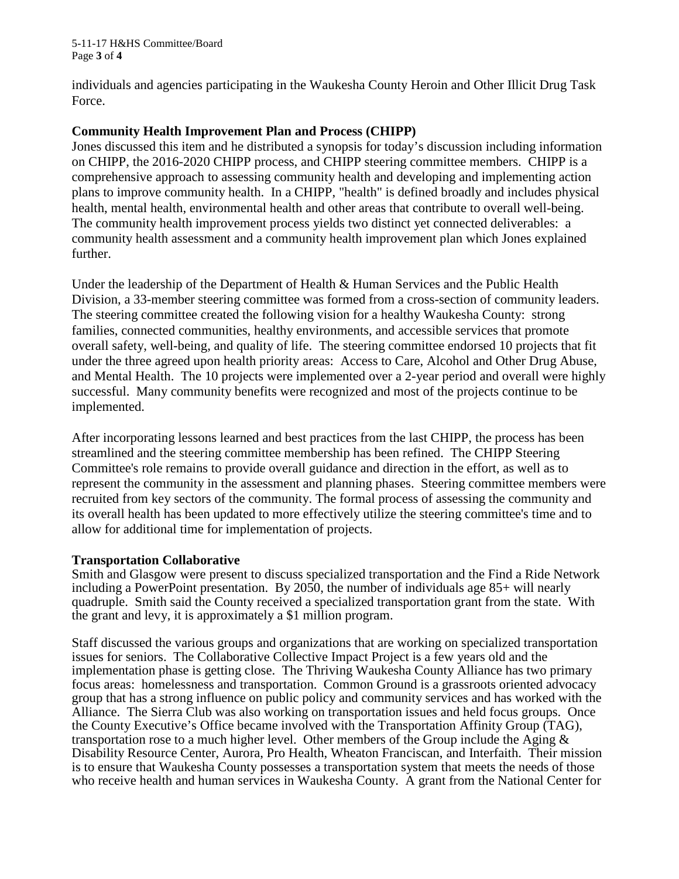individuals and agencies participating in the Waukesha County Heroin and Other Illicit Drug Task Force.

**Community Health Improvement Plan and Process (CHIPP)**

Jones discussed this item and he distributed a synopsis for today's discussion including information on CHIPP, the 2016-2020 CHIPP process, and CHIPP steering committee members. CHIPP is a comprehensive approach to assessing community health and developing and implementing action plans to improve community health. In a CHIPP, "health" is defined broadly and includes physical health, mental health, environmental health and other areas that contribute to overall well-being. The community health improvement process yields two distinct yet connected deliverables: a community health assessment and a community health improvement plan which Jones explained further.

Under the leadership of the Department of Health & Human Services and the Public Health Division, a 33-member steering committee was formed from a cross-section of community leaders. The steering committee created the following vision for a healthy Waukesha County: strong families, connected communities, healthy environments, and accessible services that promote overall safety, well-being, and quality of life. The steering committee endorsed 10 projects that fit under the three agreed upon health priority areas: Access to Care, Alcohol and Other Drug Abuse, and Mental Health. The 10 projects were implemented over a 2-year period and overall were highly successful. Many community benefits were recognized and most of the projects continue to be implemented.

After incorporating lessons learned and best practices from the last CHIPP, the process has been streamlined and the steering committee membership has been refined. The CHIPP Steering Committee's role remains to provide overall guidance and direction in the effort, as well as to represent the community in the assessment and planning phases. Steering committee members were recruited from key sectors of the community. The formal process of assessing the community and its overall health has been updated to more effectively utilize the steering committee's time and to allow for additional time for implementation of projects.

**Transportation Collaborative**

Smith and Glasgow were present to discuss specialized transportation and the Find a Ride Network including a PowerPoint presentation. By 2050, the number of individuals age 85+ will nearly quadruple. Smith said the County received a specialized transportation grant from the state. With the grant and levy, it is approximately a $1 million program.

Staff discussed the various groups and organizations that are working on specialized transportation issues for seniors. The Collaborative Collective Impact Project is a few years old and the implementation phase is getting close. The Thriving Waukesha County Alliance has two primary focus areas: homelessness and transportation. Common Ground is a grassroots oriented advocacy group that has a strong influence on public policy and community services and has worked with the Alliance. The Sierra Club was also working on transportation issues and held focus groups. Once the County Executive's Office became involved with the Transportation Affinity Group (TAG), transportation rose to a much higher level. Other members of the Group include the Aging & Disability Resource Center, Aurora, Pro Health, Wheaton Franciscan, and Interfaith. Their mission is to ensure that Waukesha County possesses a transportation system that meets the needs of those who receive health and human services in Waukesha County. A grant from the National Center for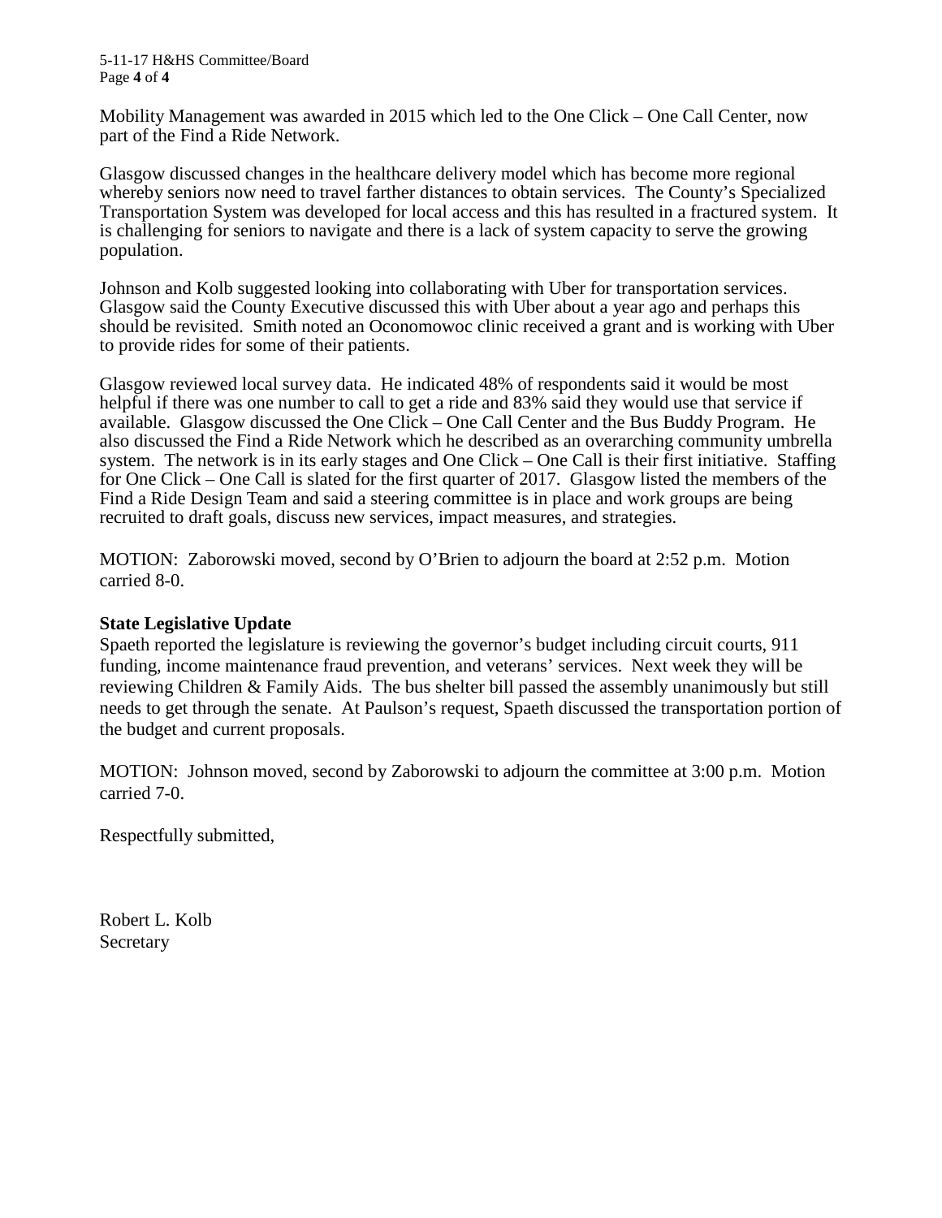Mobility Management was awarded in 2015 which led to the One Click – One Call Center, now part of the Find a Ride Network.

Glasgow discussed changes in the healthcare delivery model which has become more regional whereby seniors now need to travel farther distances to obtain services. The County's Specialized Transportation System was developed for local access and this has resulted in a fractured system. It is challenging for seniors to navigate and there is a lack of system capacity to serve the growing population.

Johnson and Kolb suggested looking into collaborating with Uber for transportation services. Glasgow said the County Executive discussed this with Uber about a year ago and perhaps this should be revisited. Smith noted an Oconomowoc clinic received a grant and is working with Uber to provide rides for some of their patients.

Glasgow reviewed local survey data. He indicated 48% of respondents said it would be most helpful if there was one number to call to get a ride and 83% said they would use that service if available. Glasgow discussed the One Click – One Call Center and the Bus Buddy Program. He also discussed the Find a Ride Network which he described as an overarching community umbrella system. The network is in its early stages and One Click – One Call is their first initiative. Staffing for One Click – One Call is slated for the first quarter of 2017. Glasgow listed the members of the Find a Ride Design Team and said a steering committee is in place and work groups are being recruited to draft goals, discuss new services, impact measures, and strategies.

MOTION: Zaborowski moved, second by O'Brien to adjourn the board at 2:52 p.m. Motion carried 8-0.

**State Legislative Update**

Spaeth reported the legislature is reviewing the governor's budget including circuit courts, 911 funding, income maintenance fraud prevention, and veterans' services. Next week they will be reviewing Children & Family Aids. The bus shelter bill passed the assembly unanimously but still needs to get through the senate. At Paulson's request, Spaeth discussed the transportation portion of the budget and current proposals.

MOTION: Johnson moved, second by Zaborowski to adjourn the committee at 3:00 p.m. Motion carried 7-0.

Respectfully submitted,

Robert L. Kolb
Secretary